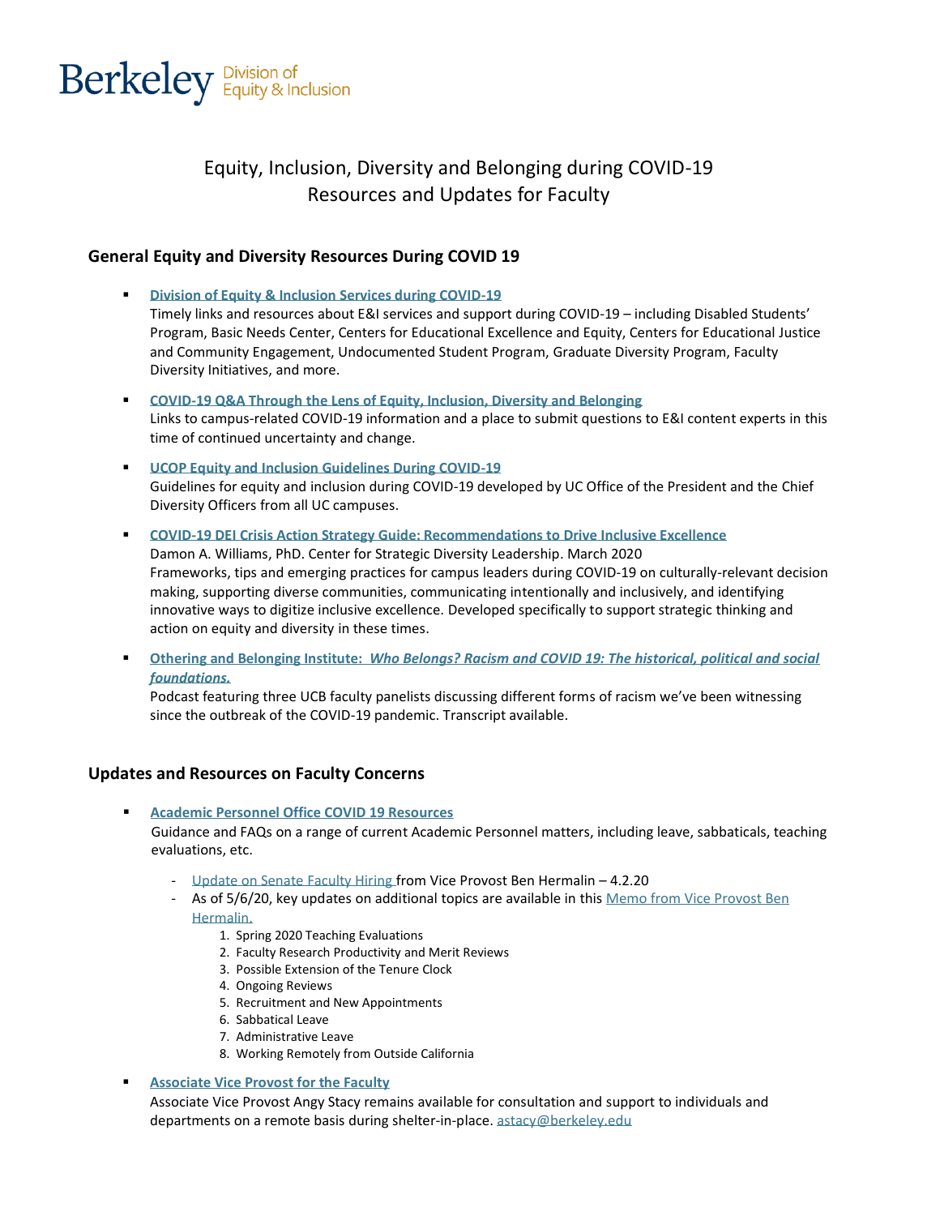Berkeley Division of Equity & Inclusion

# Equity, Inclusion, Diversity and Belonging during COVID-19
# Resources and Updates for Faculty

## General Equity and Diversity Resources During COVID 19

- **Division of Equity & Inclusion Services during COVID-19**
  Timely links and resources about E&I services and support during COVID-19 – including Disabled Students' Program, Basic Needs Center, Centers for Educational Excellence and Equity, Centers for Educational Justice and Community Engagement, Undocumented Student Program, Graduate Diversity Program, Faculty Diversity Initiatives, and more.

- **COVID-19 Q&A Through the Lens of Equity, Inclusion, Diversity and Belonging**
  Links to campus-related COVID-19 information and a place to submit questions to E&I content experts in this time of continued uncertainty and change.

- **UCOP Equity and Inclusion Guidelines During COVID-19**
  Guidelines for equity and inclusion during COVID-19 developed by UC Office of the President and the Chief Diversity Officers from all UC campuses.

- **COVID-19 DEI Crisis Action Strategy Guide: Recommendations to Drive Inclusive Excellence**
  Damon A. Williams, PhD. Center for Strategic Diversity Leadership. March 2020
  Frameworks, tips and emerging practices for campus leaders during COVID-19 on culturally-relevant decision making, supporting diverse communities, communicating intentionally and inclusively, and identifying innovative ways to digitize inclusive excellence. Developed specifically to support strategic thinking and action on equity and diversity in these times.

- **Othering and Belonging Institute: *Who Belongs? Racism and COVID 19: The historical, political and social foundations.***
  Podcast featuring three UCB faculty panelists discussing different forms of racism we've been witnessing since the outbreak of the COVID-19 pandemic. Transcript available.

## Updates and Resources on Faculty Concerns

- **Academic Personnel Office COVID 19 Resources**
  Guidance and FAQs on a range of current Academic Personnel matters, including leave, sabbaticals, teaching evaluations, etc.
  - Update on Senate Faculty Hiring from Vice Provost Ben Hermalin – 4.2.20
  - As of 5/6/20, key updates on additional topics are available in this Memo from Vice Provost Ben Hermalin.
    1. Spring 2020 Teaching Evaluations
    2. Faculty Research Productivity and Merit Reviews
    3. Possible Extension of the Tenure Clock
    4. Ongoing Reviews
    5. Recruitment and New Appointments
    6. Sabbatical Leave
    7. Administrative Leave
    8. Working Remotely from Outside California

- **Associate Vice Provost for the Faculty**
  Associate Vice Provost Angy Stacy remains available for consultation and support to individuals and departments on a remote basis during shelter-in-place. astacy@berkeley.edu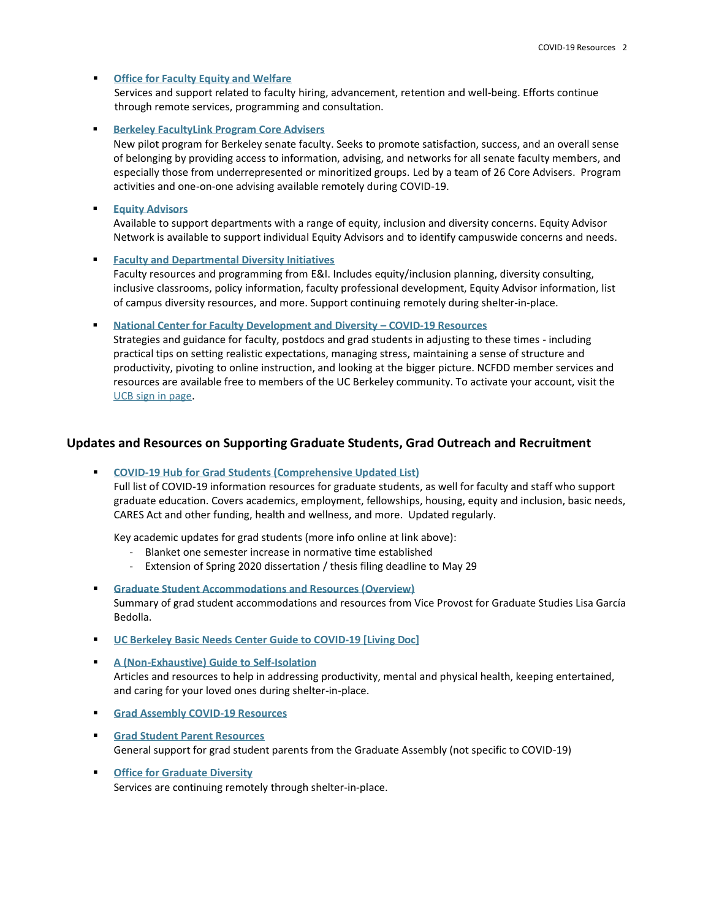- **Office for Faculty Equity and Welfare**
  Services and support related to faculty hiring, advancement, retention and well-being. Efforts continue through remote services, programming and consultation.

- **Berkeley FacultyLink Program Core Advisers**
  New pilot program for Berkeley senate faculty. Seeks to promote satisfaction, success, and an overall sense of belonging by providing access to information, advising, and networks for all senate faculty members, and especially those from underrepresented or minoritized groups. Led by a team of 26 Core Advisers. Program activities and one-on-one advising available remotely during COVID-19.

- **Equity Advisors**
  Available to support departments with a range of equity, inclusion and diversity concerns. Equity Advisor Network is available to support individual Equity Advisors and to identify campuswide concerns and needs.

- **Faculty and Departmental Diversity Initiatives**
  Faculty resources and programming from E&I. Includes equity/inclusion planning, diversity consulting, inclusive classrooms, policy information, faculty professional development, Equity Advisor information, list of campus diversity resources, and more. Support continuing remotely during shelter-in-place.

- **National Center for Faculty Development and Diversity – COVID-19 Resources**
  Strategies and guidance for faculty, postdocs and grad students in adjusting to these times - including practical tips on setting realistic expectations, managing stress, maintaining a sense of structure and productivity, pivoting to online instruction, and looking at the bigger picture. NCFDD member services and resources are available free to members of the UC Berkeley community. To activate your account, visit the UCB sign in page.

## Updates and Resources on Supporting Graduate Students, Grad Outreach and Recruitment

- **COVID-19 Hub for Grad Students (Comprehensive Updated List)**
  Full list of COVID-19 information resources for graduate students, as well for faculty and staff who support graduate education. Covers academics, employment, fellowships, housing, equity and inclusion, basic needs, CARES Act and other funding, health and wellness, and more. Updated regularly.

  Key academic updates for grad students (more info online at link above):
  - Blanket one semester increase in normative time established
  - Extension of Spring 2020 dissertation / thesis filing deadline to May 29

- **Graduate Student Accommodations and Resources (Overview)**
  Summary of grad student accommodations and resources from Vice Provost for Graduate Studies Lisa García Bedolla.

- **UC Berkeley Basic Needs Center Guide to COVID-19 [Living Doc]**

- **A (Non-Exhaustive) Guide to Self-Isolation**
  Articles and resources to help in addressing productivity, mental and physical health, keeping entertained, and caring for your loved ones during shelter-in-place.

- **Grad Assembly COVID-19 Resources**

- **Grad Student Parent Resources**
  General support for grad student parents from the Graduate Assembly (not specific to COVID-19)

- **Office for Graduate Diversity**
  Services are continuing remotely through shelter-in-place.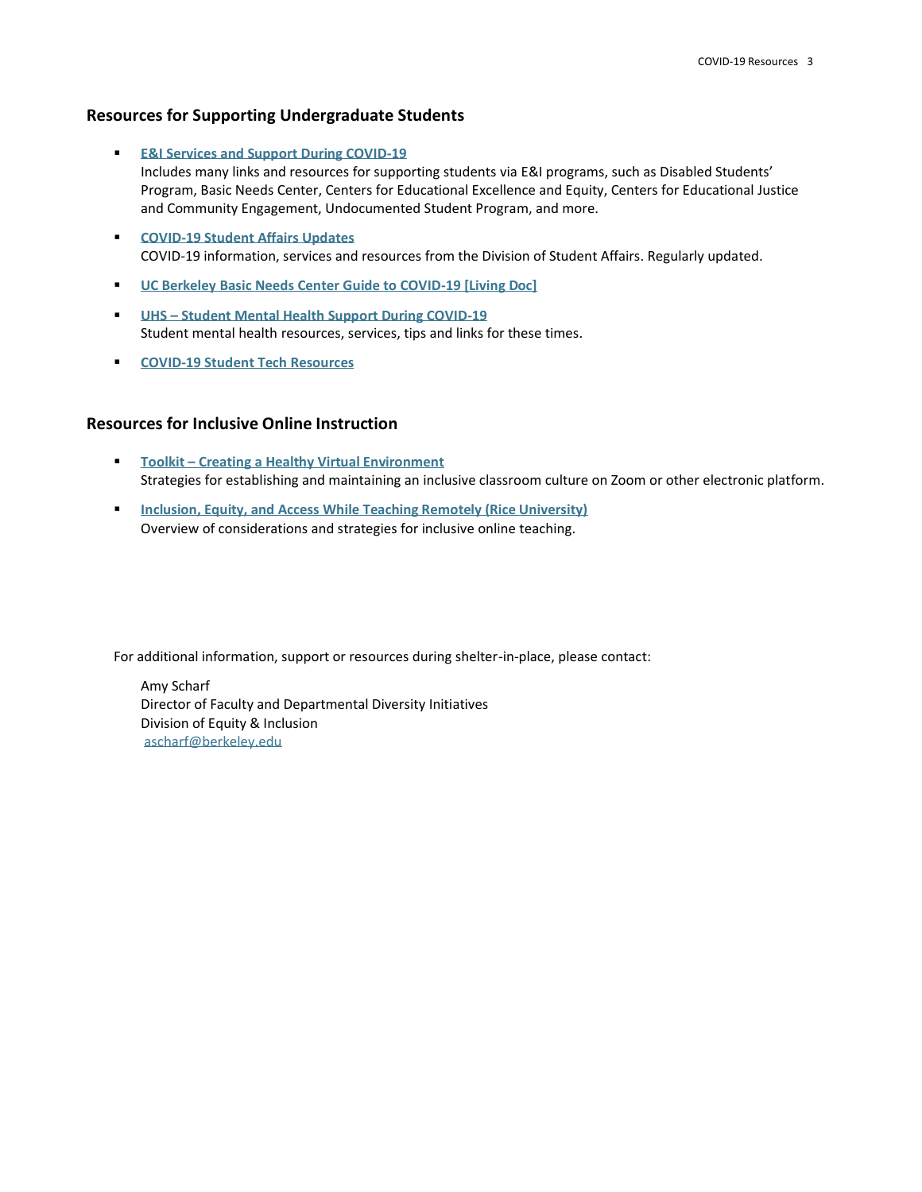## Resources for Supporting Undergraduate Students

- **E&I Services and Support During COVID-19**
  Includes many links and resources for supporting students via E&I programs, such as Disabled Students' Program, Basic Needs Center, Centers for Educational Excellence and Equity, Centers for Educational Justice and Community Engagement, Undocumented Student Program, and more.

- **COVID-19 Student Affairs Updates**
  COVID-19 information, services and resources from the Division of Student Affairs. Regularly updated.

- **UC Berkeley Basic Needs Center Guide to COVID-19 [Living Doc]**

- **UHS – Student Mental Health Support During COVID-19**
  Student mental health resources, services, tips and links for these times.

- **COVID-19 Student Tech Resources**

## Resources for Inclusive Online Instruction

- **Toolkit – Creating a Healthy Virtual Environment**
  Strategies for establishing and maintaining an inclusive classroom culture on Zoom or other electronic platform.

- **Inclusion, Equity, and Access While Teaching Remotely (Rice University)**
  Overview of considerations and strategies for inclusive online teaching.

For additional information, support or resources during shelter-in-place, please contact:

Amy Scharf
Director of Faculty and Departmental Diversity Initiatives
Division of Equity & Inclusion
ascharf@berkeley.edu